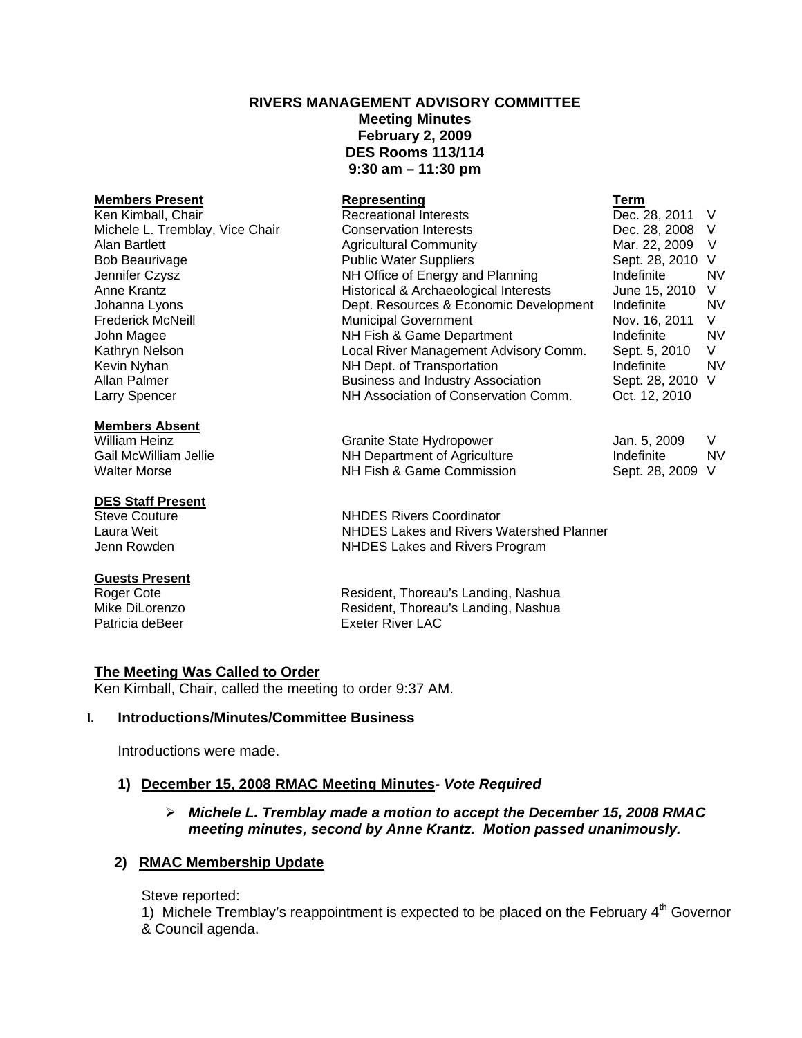**RIVERS MANAGEMENT ADVISORY COMMITTEE**
**Meeting Minutes**
**February 2, 2009**
**DES Rooms 113/114**
**9:30 am – 11:30 pm**

| **Members Present** | **Representing** | **Term** | |
|---|---|---|---|
| Ken Kimball, Chair | Recreational Interests | Dec. 28, 2011 | V |
| Michele L. Tremblay, Vice Chair | Conservation Interests | Dec. 28, 2008 | V |
| Alan Bartlett | Agricultural Community | Mar. 22, 2009 | V |
| Bob Beaurivage | Public Water Suppliers | Sept. 28, 2010 | V |
| Jennifer Czysz | NH Office of Energy and Planning | Indefinite | NV |
| Anne Krantz | Historical & Archaeological Interests | June 15, 2010 | V |
| Johanna Lyons | Dept. Resources & Economic Development | Indefinite | NV |
| Frederick McNeill | Municipal Government | Nov. 16, 2011 | V |
| John Magee | NH Fish & Game Department | Indefinite | NV |
| Kathryn Nelson | Local River Management Advisory Comm. | Sept. 5, 2010 | V |
| Kevin Nyhan | NH Dept. of Transportation | Indefinite | NV |
| Allan Palmer | Business and Industry Association | Sept. 28, 2010 | V |
| Larry Spencer | NH Association of Conservation Comm. | Oct. 12, 2010 | |

| **Members Absent** | | | |
|---|---|---|---|
| William Heinz | Granite State Hydropower | Jan. 5, 2009 | V |
| Gail McWilliam Jellie | NH Department of Agriculture | Indefinite | NV |
| Walter Morse | NH Fish & Game Commission | Sept. 28, 2009 | V |

**DES Staff Present**

| | |
|---|---|
| Steve Couture | NHDES Rivers Coordinator |
| Laura Weit | NHDES Lakes and Rivers Watershed Planner |
| Jenn Rowden | NHDES Lakes and Rivers Program |

**Guests Present**

| | |
|---|---|
| Roger Cote | Resident, Thoreau's Landing, Nashua |
| Mike DiLorenzo | Resident, Thoreau's Landing, Nashua |
| Patricia deBeer | Exeter River LAC |

## The Meeting Was Called to Order

Ken Kimball, Chair, called the meeting to order 9:37 AM.

### I. Introductions/Minutes/Committee Business

Introductions were made.

**1) December 15, 2008 RMAC Meeting Minutes- *Vote Required***

- ***Michele L. Tremblay made a motion to accept the December 15, 2008 RMAC meeting minutes, second by Anne Krantz. Motion passed unanimously.***

**2) RMAC Membership Update**

Steve reported:

1) Michele Tremblay's reappointment is expected to be placed on the February 4th Governor & Council agenda.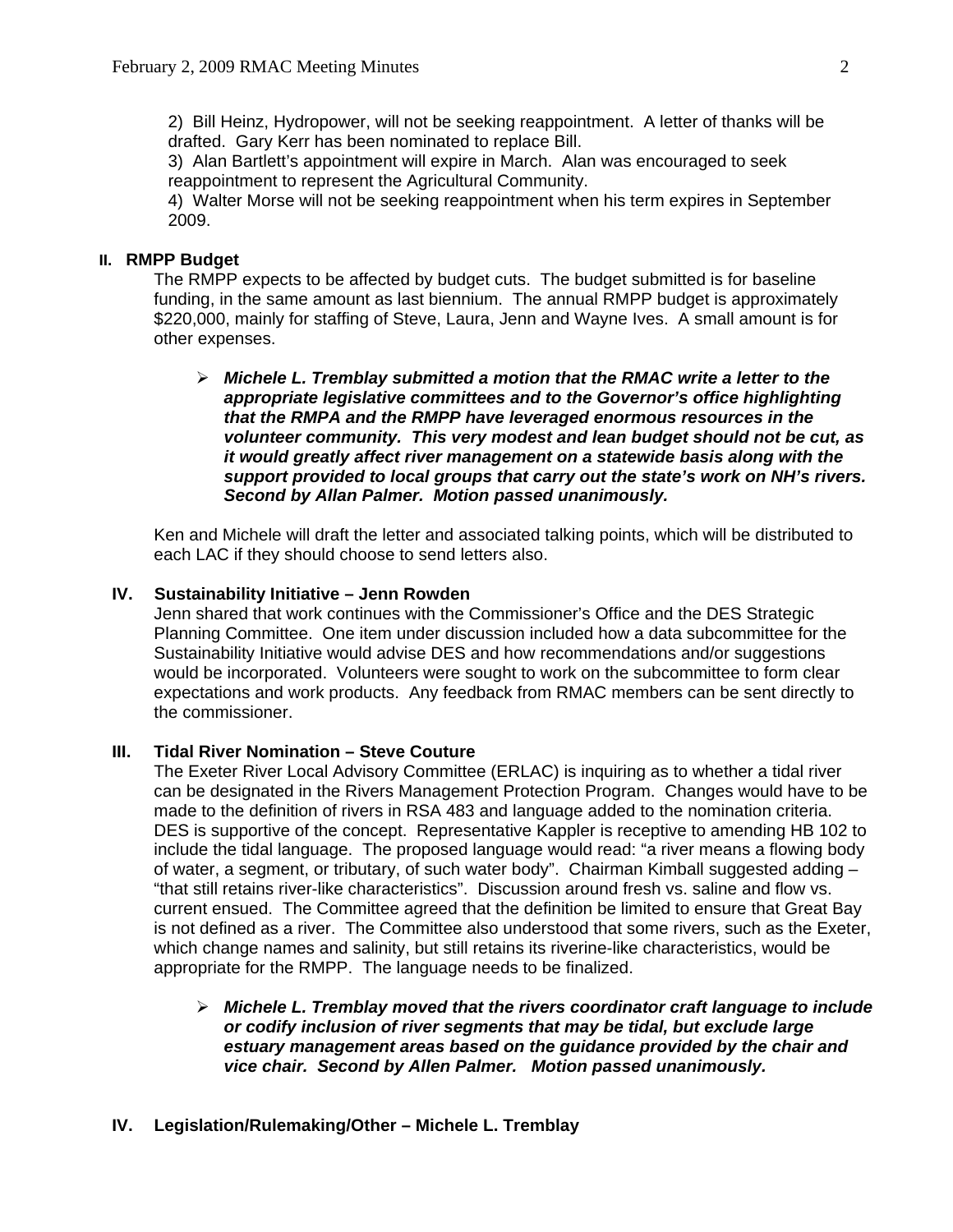2) Bill Heinz, Hydropower, will not be seeking reappointment. A letter of thanks will be drafted. Gary Kerr has been nominated to replace Bill.
3) Alan Bartlett's appointment will expire in March. Alan was encouraged to seek reappointment to represent the Agricultural Community.
4) Walter Morse will not be seeking reappointment when his term expires in September 2009.

## II. RMPP Budget

The RMPP expects to be affected by budget cuts. The budget submitted is for baseline funding, in the same amount as last biennium. The annual RMPP budget is approximately $220,000, mainly for staffing of Steve, Laura, Jenn and Wayne Ives. A small amount is for other expenses.

- ***Michele L. Tremblay submitted a motion that the RMAC write a letter to the appropriate legislative committees and to the Governor's office highlighting that the RMPA and the RMPP have leveraged enormous resources in the volunteer community. This very modest and lean budget should not be cut, as it would greatly affect river management on a statewide basis along with the support provided to local groups that carry out the state's work on NH's rivers. Second by Allan Palmer. Motion passed unanimously.***

Ken and Michele will draft the letter and associated talking points, which will be distributed to each LAC if they should choose to send letters also.

## IV. Sustainability Initiative – Jenn Rowden

Jenn shared that work continues with the Commissioner's Office and the DES Strategic Planning Committee. One item under discussion included how a data subcommittee for the Sustainability Initiative would advise DES and how recommendations and/or suggestions would be incorporated. Volunteers were sought to work on the subcommittee to form clear expectations and work products. Any feedback from RMAC members can be sent directly to the commissioner.

## III. Tidal River Nomination – Steve Couture

The Exeter River Local Advisory Committee (ERLAC) is inquiring as to whether a tidal river can be designated in the Rivers Management Protection Program. Changes would have to be made to the definition of rivers in RSA 483 and language added to the nomination criteria. DES is supportive of the concept. Representative Kappler is receptive to amending HB 102 to include the tidal language. The proposed language would read: "a river means a flowing body of water, a segment, or tributary, of such water body". Chairman Kimball suggested adding – "that still retains river-like characteristics". Discussion around fresh vs. saline and flow vs. current ensued. The Committee agreed that the definition be limited to ensure that Great Bay is not defined as a river. The Committee also understood that some rivers, such as the Exeter, which change names and salinity, but still retains its riverine-like characteristics, would be appropriate for the RMPP. The language needs to be finalized.

- ***Michele L. Tremblay moved that the rivers coordinator craft language to include or codify inclusion of river segments that may be tidal, but exclude large estuary management areas based on the guidance provided by the chair and vice chair. Second by Allen Palmer. Motion passed unanimously.***

## IV. Legislation/Rulemaking/Other – Michele L. Tremblay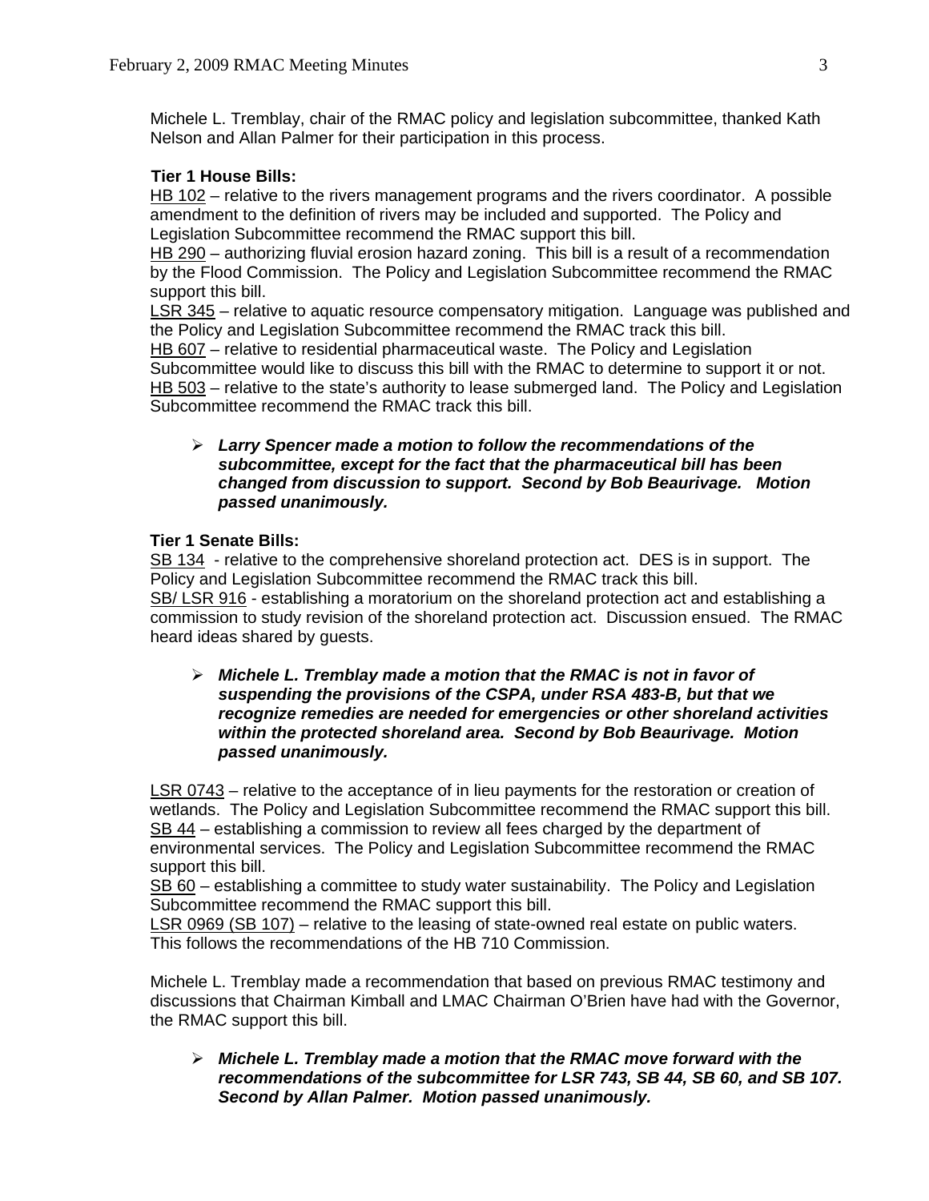Michele L. Tremblay, chair of the RMAC policy and legislation subcommittee, thanked Kath Nelson and Allan Palmer for their participation in this process.

**Tier 1 House Bills:**

HB 102 – relative to the rivers management programs and the rivers coordinator. A possible amendment to the definition of rivers may be included and supported. The Policy and Legislation Subcommittee recommend the RMAC support this bill.
HB 290 – authorizing fluvial erosion hazard zoning. This bill is a result of a recommendation by the Flood Commission. The Policy and Legislation Subcommittee recommend the RMAC support this bill.
LSR 345 – relative to aquatic resource compensatory mitigation. Language was published and the Policy and Legislation Subcommittee recommend the RMAC track this bill.
HB 607 – relative to residential pharmaceutical waste. The Policy and Legislation Subcommittee would like to discuss this bill with the RMAC to determine to support it or not.
HB 503 – relative to the state's authority to lease submerged land. The Policy and Legislation Subcommittee recommend the RMAC track this bill.

- ***Larry Spencer made a motion to follow the recommendations of the subcommittee, except for the fact that the pharmaceutical bill has been changed from discussion to support. Second by Bob Beaurivage. Motion passed unanimously.***

**Tier 1 Senate Bills:**

SB 134 - relative to the comprehensive shoreland protection act. DES is in support. The Policy and Legislation Subcommittee recommend the RMAC track this bill.
SB/ LSR 916 - establishing a moratorium on the shoreland protection act and establishing a commission to study revision of the shoreland protection act. Discussion ensued. The RMAC heard ideas shared by guests.

- ***Michele L. Tremblay made a motion that the RMAC is not in favor of suspending the provisions of the CSPA, under RSA 483-B, but that we recognize remedies are needed for emergencies or other shoreland activities within the protected shoreland area. Second by Bob Beaurivage. Motion passed unanimously.***

LSR 0743 – relative to the acceptance of in lieu payments for the restoration or creation of wetlands. The Policy and Legislation Subcommittee recommend the RMAC support this bill.
SB 44 – establishing a commission to review all fees charged by the department of environmental services. The Policy and Legislation Subcommittee recommend the RMAC support this bill.
SB 60 – establishing a committee to study water sustainability. The Policy and Legislation Subcommittee recommend the RMAC support this bill.
LSR 0969 (SB 107) – relative to the leasing of state-owned real estate on public waters. This follows the recommendations of the HB 710 Commission.

Michele L. Tremblay made a recommendation that based on previous RMAC testimony and discussions that Chairman Kimball and LMAC Chairman O'Brien have had with the Governor, the RMAC support this bill.

- ***Michele L. Tremblay made a motion that the RMAC move forward with the recommendations of the subcommittee for LSR 743, SB 44, SB 60, and SB 107. Second by Allan Palmer. Motion passed unanimously.***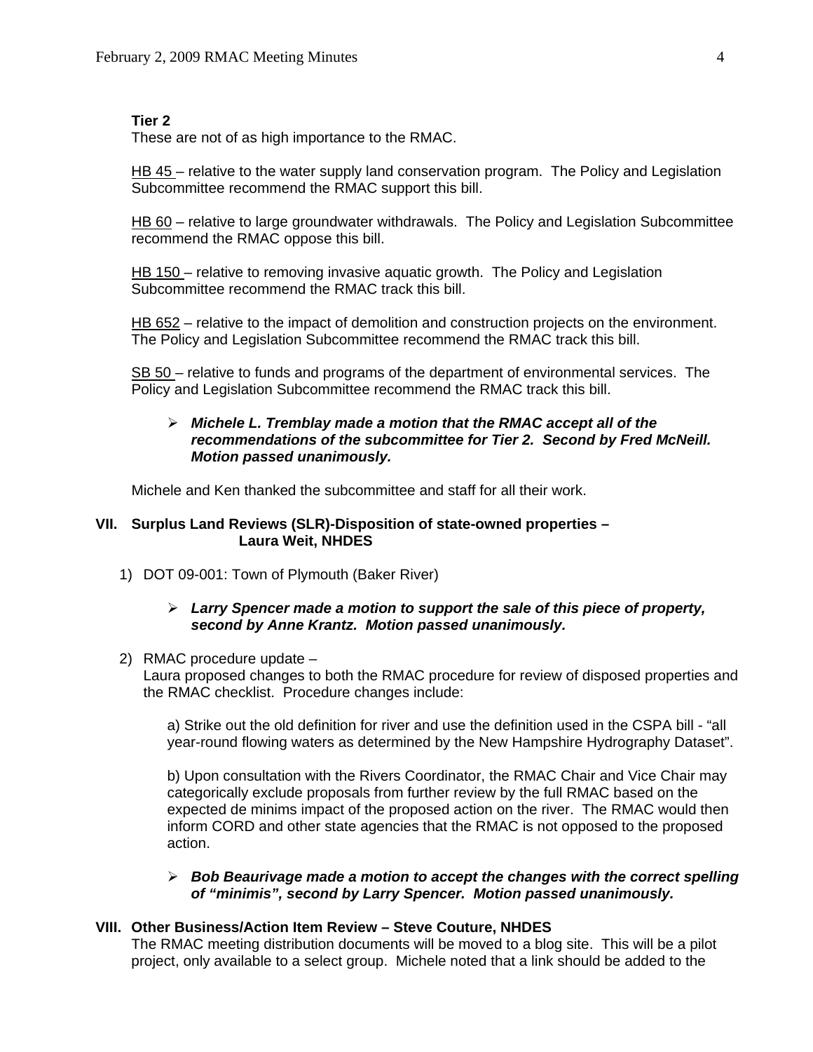**Tier 2**
These are not of as high importance to the RMAC.

HB 45 – relative to the water supply land conservation program. The Policy and Legislation Subcommittee recommend the RMAC support this bill.

HB 60 – relative to large groundwater withdrawals. The Policy and Legislation Subcommittee recommend the RMAC oppose this bill.

HB 150 – relative to removing invasive aquatic growth. The Policy and Legislation Subcommittee recommend the RMAC track this bill.

HB 652 – relative to the impact of demolition and construction projects on the environment. The Policy and Legislation Subcommittee recommend the RMAC track this bill.

SB 50 – relative to funds and programs of the department of environmental services. The Policy and Legislation Subcommittee recommend the RMAC track this bill.

- ***Michele L. Tremblay made a motion that the RMAC accept all of the recommendations of the subcommittee for Tier 2. Second by Fred McNeill. Motion passed unanimously.***

Michele and Ken thanked the subcommittee and staff for all their work.

## VII. Surplus Land Reviews (SLR)-Disposition of state-owned properties – Laura Weit, NHDES

1) DOT 09-001: Town of Plymouth (Baker River)

   - ***Larry Spencer made a motion to support the sale of this piece of property, second by Anne Krantz. Motion passed unanimously.***

2) RMAC procedure update –
   Laura proposed changes to both the RMAC procedure for review of disposed properties and the RMAC checklist. Procedure changes include:

   a) Strike out the old definition for river and use the definition used in the CSPA bill - "all year-round flowing waters as determined by the New Hampshire Hydrography Dataset".

   b) Upon consultation with the Rivers Coordinator, the RMAC Chair and Vice Chair may categorically exclude proposals from further review by the full RMAC based on the expected de minims impact of the proposed action on the river. The RMAC would then inform CORD and other state agencies that the RMAC is not opposed to the proposed action.

   - ***Bob Beaurivage made a motion to accept the changes with the correct spelling of "minimis", second by Larry Spencer. Motion passed unanimously.***

## VIII. Other Business/Action Item Review – Steve Couture, NHDES

The RMAC meeting distribution documents will be moved to a blog site. This will be a pilot project, only available to a select group. Michele noted that a link should be added to the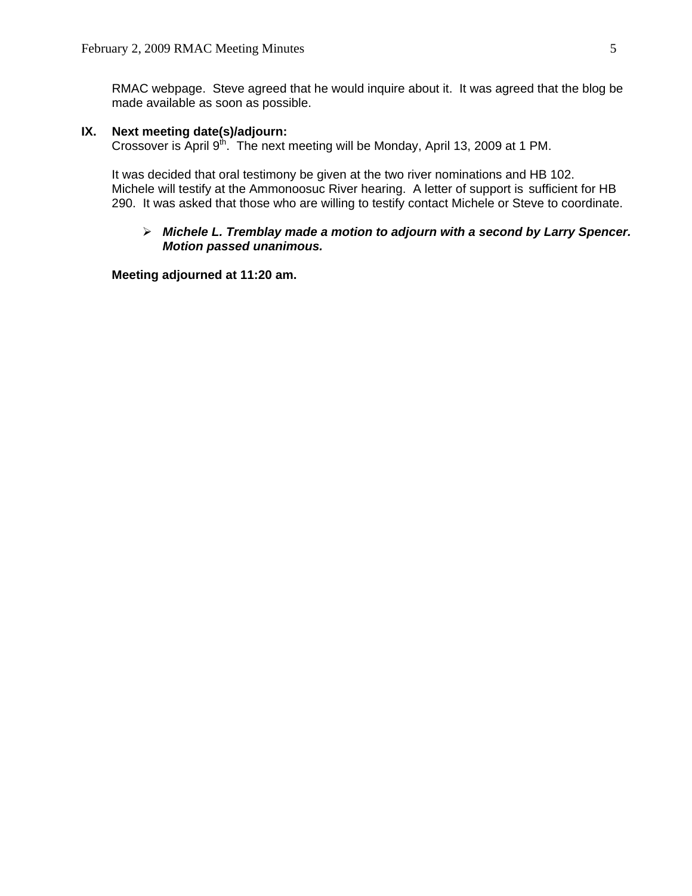RMAC webpage. Steve agreed that he would inquire about it. It was agreed that the blog be made available as soon as possible.

**IX. Next meeting date(s)/adjourn:**

Crossover is April 9th. The next meeting will be Monday, April 13, 2009 at 1 PM.

It was decided that oral testimony be given at the two river nominations and HB 102. Michele will testify at the Ammonoosuc River hearing. A letter of support is sufficient for HB 290. It was asked that those who are willing to testify contact Michele or Steve to coordinate.

- ***Michele L. Tremblay made a motion to adjourn with a second by Larry Spencer. Motion passed unanimous.***

**Meeting adjourned at 11:20 am.**